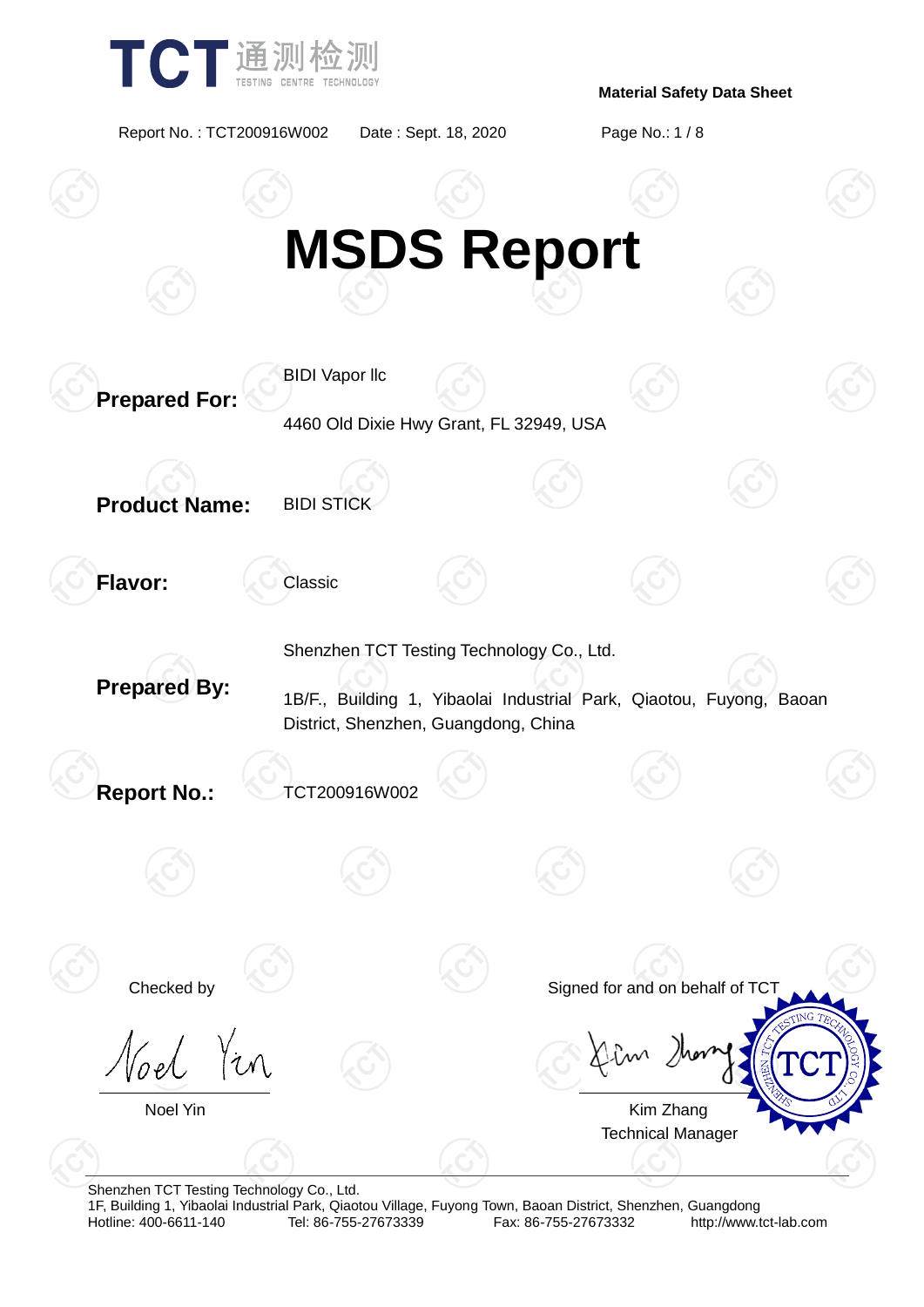**Material Safety Data Sheet**

Report No. : TCT200916W002 Date : Sept. 18, 2020

# MSDS Report

**Prepared For:**

BIDI Vapor llc

4460 Old Dixie Hwy Grant, FL 32949, USA

**Product Name:** BIDI STICK

**Flavor:** Classic

**Prepared By:**

Shenzhen TCT Testing Technology Co., Ltd.

1B/F., Building 1, Yibaolai Industrial Park, Qiaotou, Fuyong, Baoan District, Shenzhen, Guangdong, China

**Report No.:** TCT200916W002

Checked by

Noel Yin

Signed for and on behalf of TCT

Kim Zhang
Technical Manager

Shenzhen TCT Testing Technology Co., Ltd.
1F, Building 1, Yibaolai Industrial Park, Qiaotou Village, Fuyong Town, Baoan District, Shenzhen, Guangdong
Hotline: 400-6611-140 Tel: 86-755-27673339 Fax: 86-755-27673332 http://www.tct-lab.com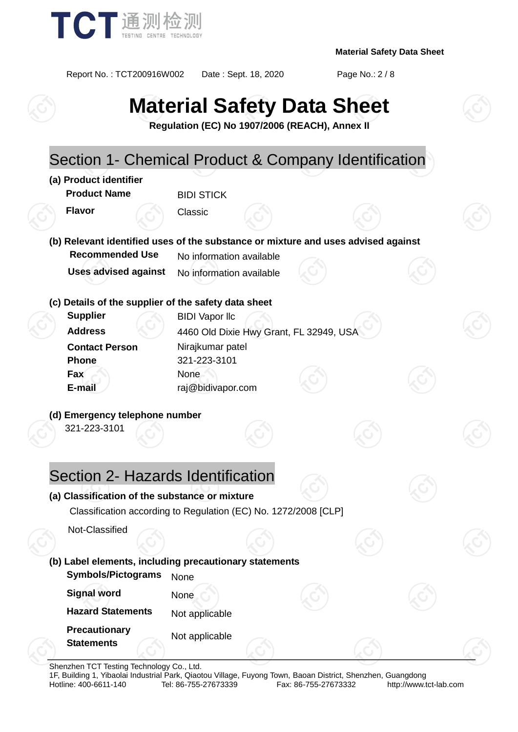# Material Safety Data Sheet

**Regulation (EC) No 1907/2006 (REACH), Annex II**

## Section 1- Chemical Product & Company Identification

**(a) Product identifier**

| | |
|---|---|
| **Product Name** | BIDI STICK |
| **Flavor** | Classic |

**(b) Relevant identified uses of the substance or mixture and uses advised against**

| | |
|---|---|
| **Recommended Use** | No information available |
| **Uses advised against** | No information available |

**(c) Details of the supplier of the safety data sheet**

| | |
|---|---|
| **Supplier** | BIDI Vapor llc |
| **Address** | 4460 Old Dixie Hwy Grant, FL 32949, USA |
| **Contact Person** | Nirajkumar patel |
| **Phone** | 321-223-3101 |
| **Fax** | None |
| **E-mail** | raj@bidivapor.com |

**(d) Emergency telephone number**

321-223-3101

## Section 2- Hazards Identification

**(a) Classification of the substance or mixture**

Classification according to Regulation (EC) No. 1272/2008 [CLP]

Not-Classified

**(b) Label elements, including precautionary statements**

| | |
|---|---|
| **Symbols/Pictograms** | None |
| **Signal word** | None |
| **Hazard Statements** | Not applicable |
| **Precautionary Statements** | Not applicable |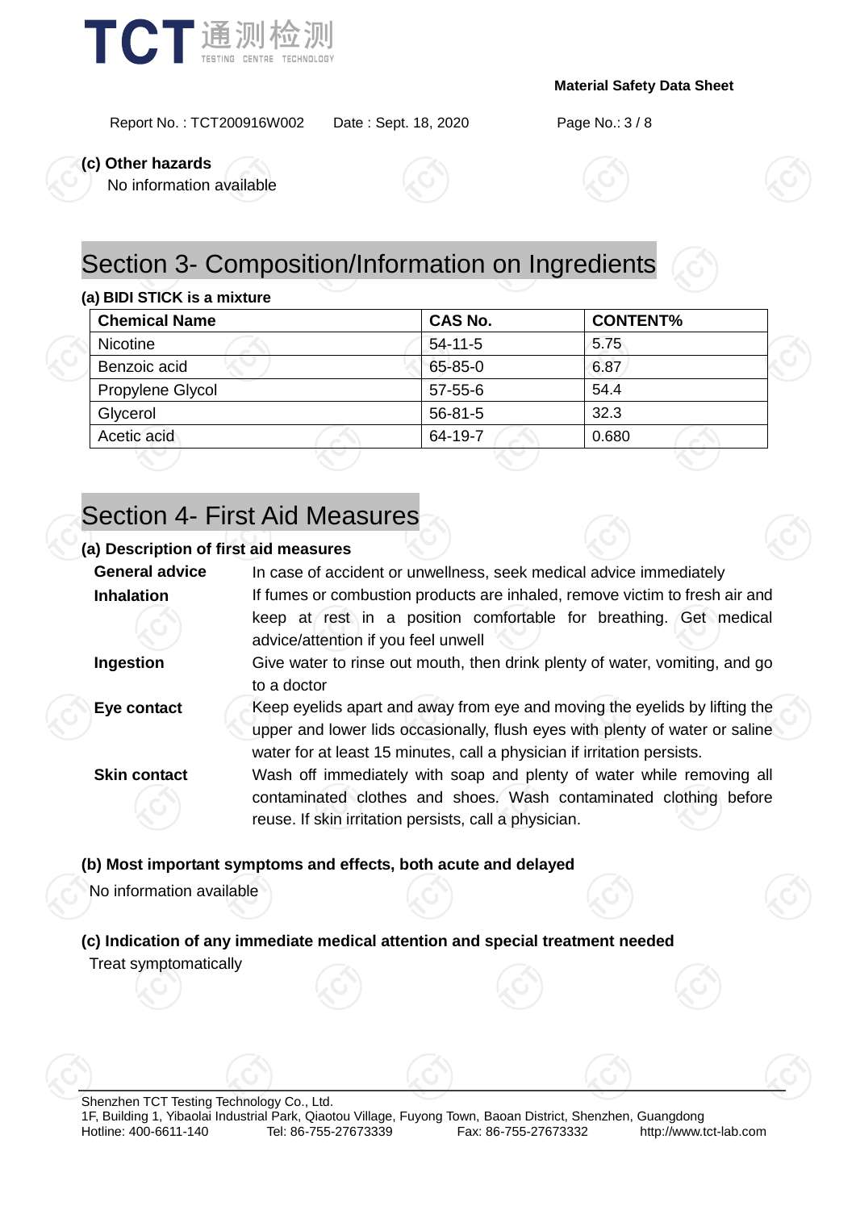### (c) Other hazards

No information available

## Section 3- Composition/Information on Ingredients

### (a) BIDI STICK is a mixture

| Chemical Name | CAS No. | CONTENT% |
|---|---|---|
| Nicotine | 54-11-5 | 5.75 |
| Benzoic acid | 65-85-0 | 6.87 |
| Propylene Glycol | 57-55-6 | 54.4 |
| Glycerol | 56-81-5 | 32.3 |
| Acetic acid | 64-19-7 | 0.680 |

## Section 4- First Aid Measures

### (a) Description of first aid measures

**General advice** In case of accident or unwellness, seek medical advice immediately

**Inhalation** If fumes or combustion products are inhaled, remove victim to fresh air and keep at rest in a position comfortable for breathing. Get medical advice/attention if you feel unwell

**Ingestion** Give water to rinse out mouth, then drink plenty of water, vomiting, and go to a doctor

**Eye contact** Keep eyelids apart and away from eye and moving the eyelids by lifting the upper and lower lids occasionally, flush eyes with plenty of water or saline water for at least 15 minutes, call a physician if irritation persists.

**Skin contact** Wash off immediately with soap and plenty of water while removing all contaminated clothes and shoes. Wash contaminated clothing before reuse. If skin irritation persists, call a physician.

### (b) Most important symptoms and effects, both acute and delayed

No information available

### (c) Indication of any immediate medical attention and special treatment needed

Treat symptomatically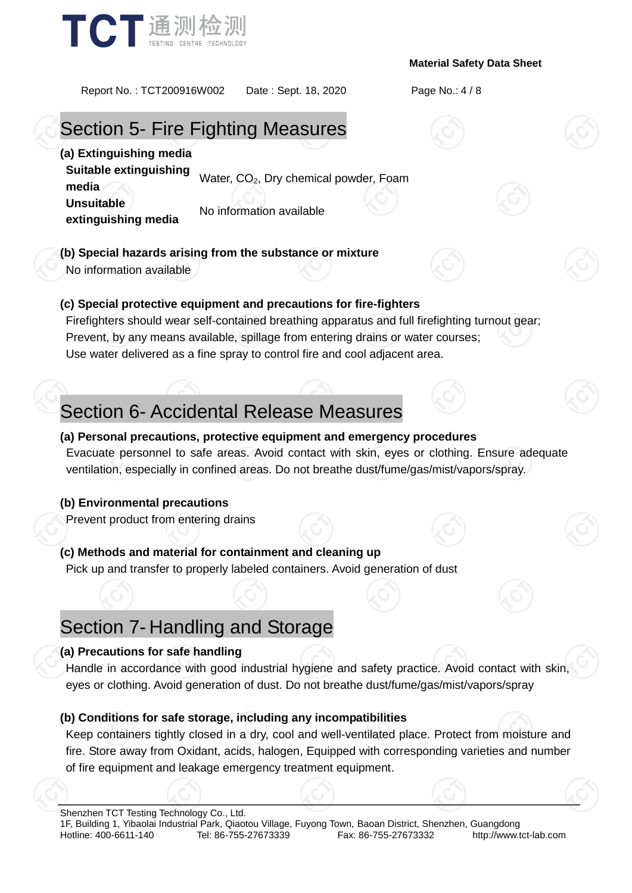## Section 5- Fire Fighting Measures

**(a) Extinguishing media**

| | |
|---|---|
| **Suitable extinguishing media** | Water, $CO_2$, Dry chemical powder, Foam |
| **Unsuitable extinguishing media** | No information available |

**(b) Special hazards arising from the substance or mixture**

No information available

**(c) Special protective equipment and precautions for fire-fighters**

Firefighters should wear self-contained breathing apparatus and full firefighting turnout gear;
Prevent, by any means available, spillage from entering drains or water courses;
Use water delivered as a fine spray to control fire and cool adjacent area.

## Section 6- Accidental Release Measures

**(a) Personal precautions, protective equipment and emergency procedures**

Evacuate personnel to safe areas. Avoid contact with skin, eyes or clothing. Ensure adequate ventilation, especially in confined areas. Do not breathe dust/fume/gas/mist/vapors/spray.

**(b) Environmental precautions**

Prevent product from entering drains

**(c) Methods and material for containment and cleaning up**

Pick up and transfer to properly labeled containers. Avoid generation of dust

## Section 7- Handling and Storage

**(a) Precautions for safe handling**

Handle in accordance with good industrial hygiene and safety practice. Avoid contact with skin, eyes or clothing. Avoid generation of dust. Do not breathe dust/fume/gas/mist/vapors/spray

**(b) Conditions for safe storage, including any incompatibilities**

Keep containers tightly closed in a dry, cool and well-ventilated place. Protect from moisture and fire. Store away from Oxidant, acids, halogen, Equipped with corresponding varieties and number of fire equipment and leakage emergency treatment equipment.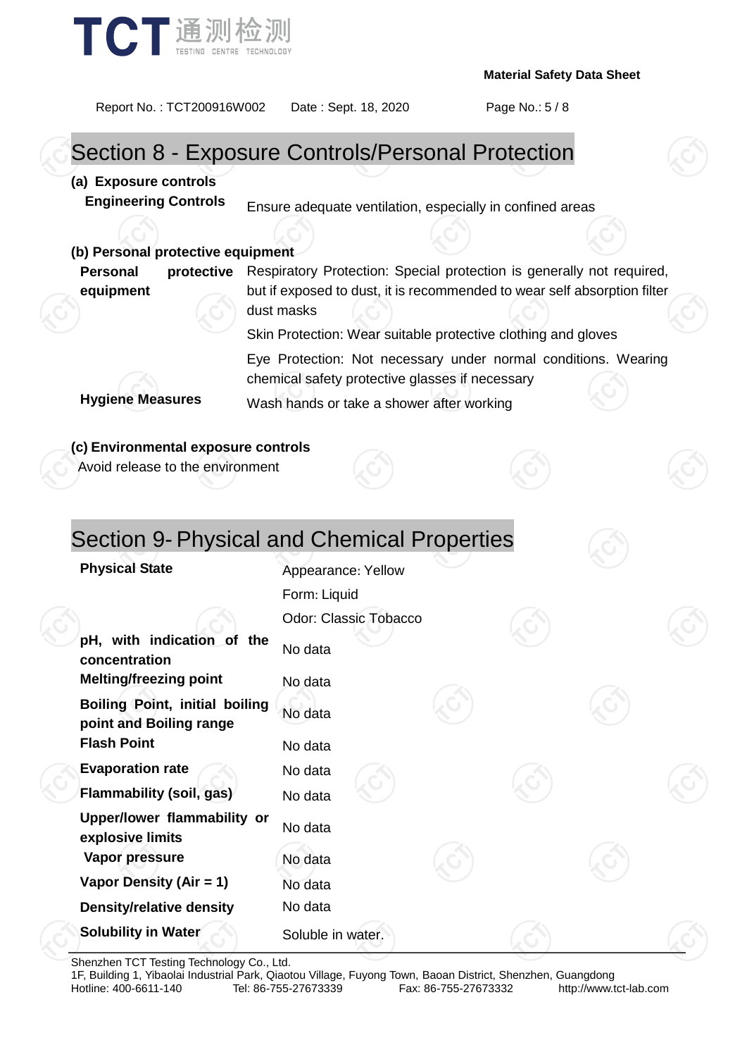## Section 8 - Exposure Controls/Personal Protection

**(a) Exposure controls**

| | |
|---|---|
| **Engineering Controls** | Ensure adequate ventilation, especially in confined areas |

**(b) Personal protective equipment**

| | |
|---|---|
| **Personal protective equipment** | Respiratory Protection: Special protection is generally not required, but if exposed to dust, it is recommended to wear self absorption filter dust masks |
| | Skin Protection: Wear suitable protective clothing and gloves |
| | Eye Protection: Not necessary under normal conditions. Wearing chemical safety protective glasses if necessary |
| **Hygiene Measures** | Wash hands or take a shower after working |

**(c) Environmental exposure controls**

Avoid release to the environment

## Section 9- Physical and Chemical Properties

| | |
|---|---|
| **Physical State** | Appearance: Yellow<br>Form: Liquid<br>Odor: Classic Tobacco |
| **pH, with indication of the concentration** | No data |
| **Melting/freezing point** | No data |
| **Boiling Point, initial boiling point and Boiling range** | No data |
| **Flash Point** | No data |
| **Evaporation rate** | No data |
| **Flammability (soil, gas)** | No data |
| **Upper/lower flammability or explosive limits** | No data |
| **Vapor pressure** | No data |
| **Vapor Density (Air = 1)** | No data |
| **Density/relative density** | No data |
| **Solubility in Water** | Soluble in water. |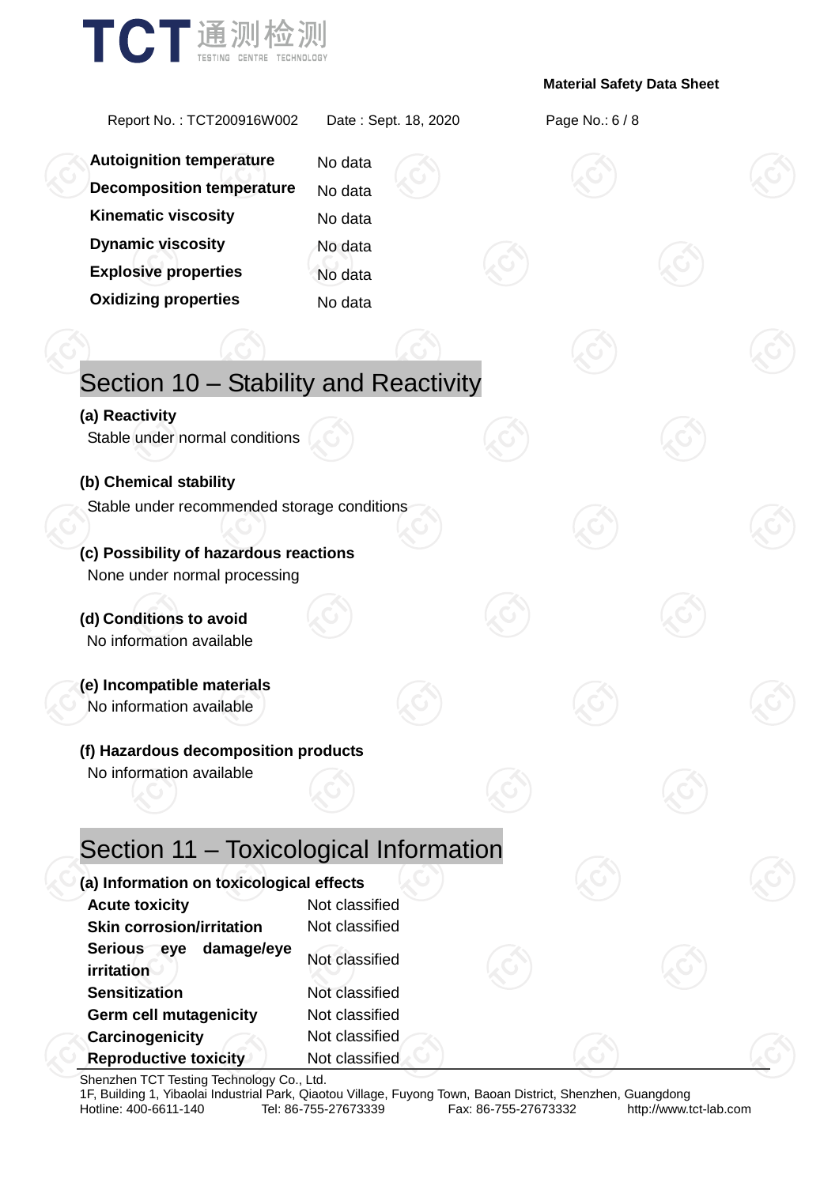| | |
|---|---|
| **Autoignition temperature** | No data |
| **Decomposition temperature** | No data |
| **Kinematic viscosity** | No data |
| **Dynamic viscosity** | No data |
| **Explosive properties** | No data |
| **Oxidizing properties** | No data |

## Section 10 – Stability and Reactivity

**(a) Reactivity**

Stable under normal conditions

**(b) Chemical stability**

Stable under recommended storage conditions

**(c) Possibility of hazardous reactions**

None under normal processing

**(d) Conditions to avoid**

No information available

**(e) Incompatible materials**

No information available

**(f) Hazardous decomposition products**

No information available

## Section 11 – Toxicological Information

**(a) Information on toxicological effects**

| | |
|---|---|
| **Acute toxicity** | Not classified |
| **Skin corrosion/irritation** | Not classified |
| **Serious eye damage/eye irritation** | Not classified |
| **Sensitization** | Not classified |
| **Germ cell mutagenicity** | Not classified |
| **Carcinogenicity** | Not classified |
| **Reproductive toxicity** | Not classified |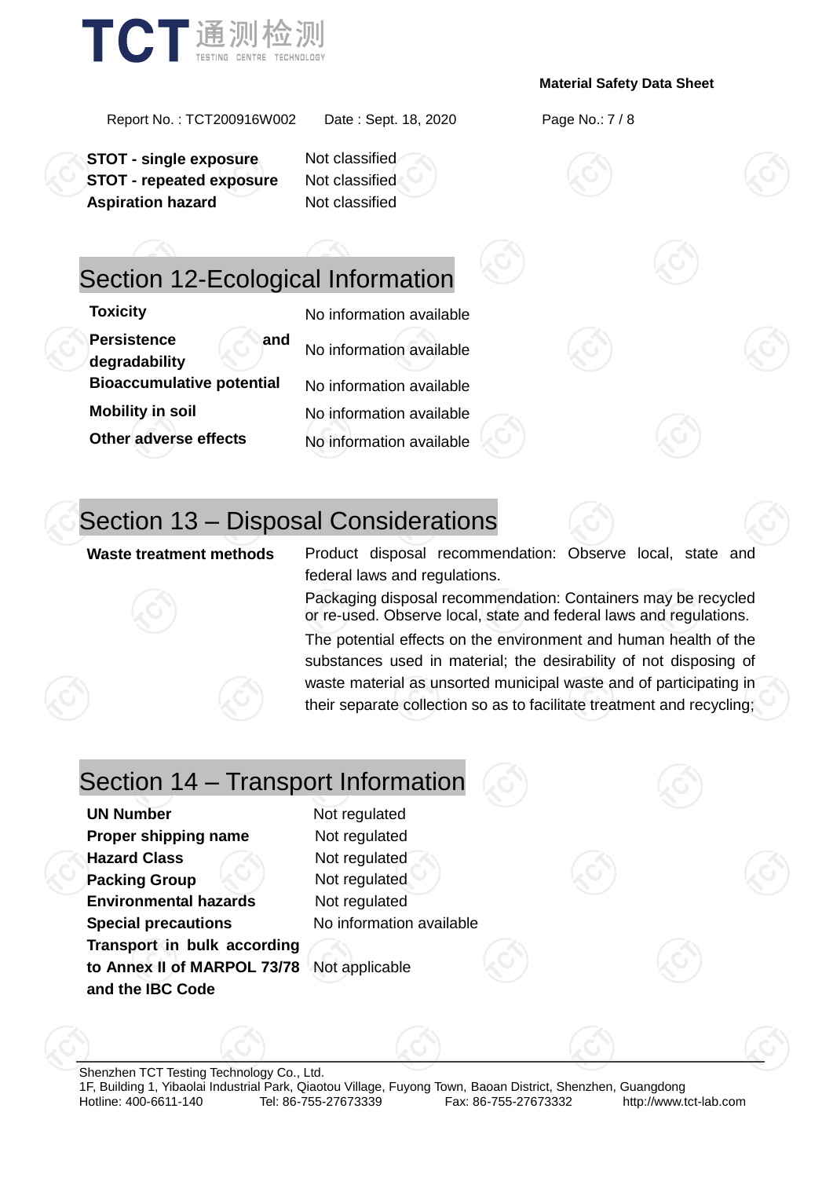| | |
|---|---|
| **STOT - single exposure** | Not classified |
| **STOT - repeated exposure** | Not classified |
| **Aspiration hazard** | Not classified |

## Section 12-Ecological Information

| | |
|---|---|
| **Toxicity** | No information available |
| **Persistence and degradability** | No information available |
| **Bioaccumulative potential** | No information available |
| **Mobility in soil** | No information available |
| **Other adverse effects** | No information available |

## Section 13 – Disposal Considerations

| | |
|---|---|
| **Waste treatment methods** | Product disposal recommendation: Observe local, state and federal laws and regulations. Packaging disposal recommendation: Containers may be recycled or re-used. Observe local, state and federal laws and regulations. The potential effects on the environment and human health of the substances used in material; the desirability of not disposing of waste material as unsorted municipal waste and of participating in their separate collection so as to facilitate treatment and recycling; |

## Section 14 – Transport Information

| | |
|---|---|
| **UN Number** | Not regulated |
| **Proper shipping name** | Not regulated |
| **Hazard Class** | Not regulated |
| **Packing Group** | Not regulated |
| **Environmental hazards** | Not regulated |
| **Special precautions** | No information available |
| **Transport in bulk according to Annex II of MARPOL 73/78 and the IBC Code** | Not applicable |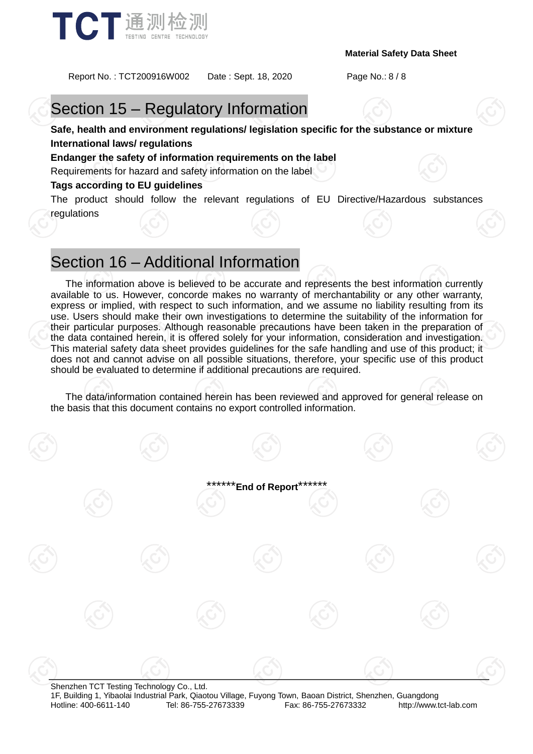## Section 15 – Regulatory Information

**Safe, health and environment regulations/ legislation specific for the substance or mixture**

**International laws/ regulations**

**Endanger the safety of information requirements on the label**

Requirements for hazard and safety information on the label

**Tags according to EU guidelines**

The product should follow the relevant regulations of EU Directive/Hazardous substances regulations

## Section 16 – Additional Information

The information above is believed to be accurate and represents the best information currently available to us. However, concorde makes no warranty of merchantability or any other warranty, express or implied, with respect to such information, and we assume no liability resulting from its use. Users should make their own investigations to determine the suitability of the information for their particular purposes. Although reasonable precautions have been taken in the preparation of the data contained herein, it is offered solely for your information, consideration and investigation. This material safety data sheet provides guidelines for the safe handling and use of this product; it does not and cannot advise on all possible situations, therefore, your specific use of this product should be evaluated to determine if additional precautions are required.

The data/information contained herein has been reviewed and approved for general release on the basis that this document contains no export controlled information.

******End of Report******